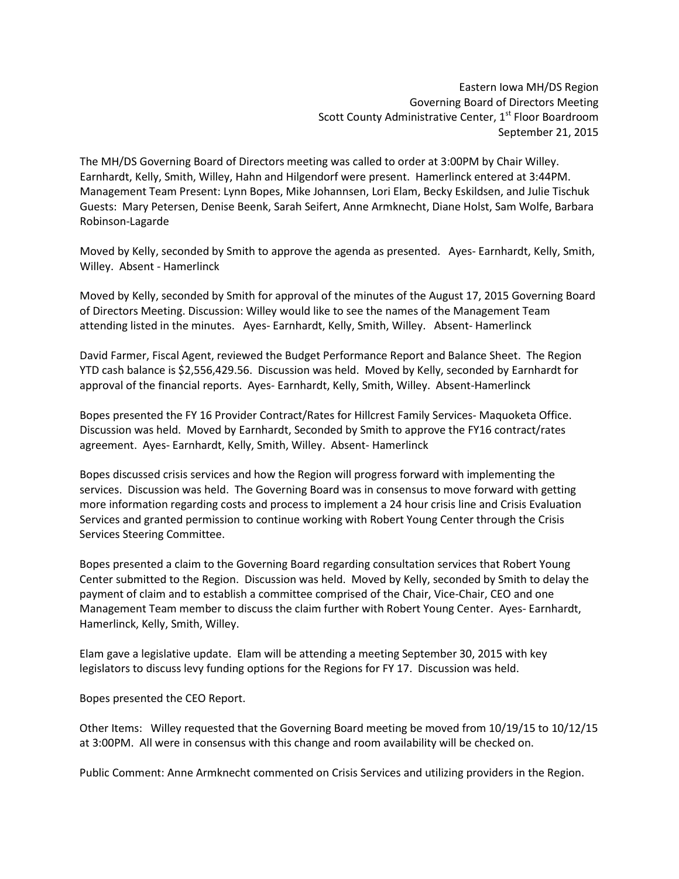Eastern Iowa MH/DS Region
Governing Board of Directors Meeting
Scott County Administrative Center, 1st Floor Boardroom
September 21, 2015

The MH/DS Governing Board of Directors meeting was called to order at 3:00PM by Chair Willey. Earnhardt, Kelly, Smith, Willey, Hahn and Hilgendorf were present. Hamerlinck entered at 3:44PM. Management Team Present: Lynn Bopes, Mike Johannsen, Lori Elam, Becky Eskildsen, and Julie Tischuk
Guests: Mary Petersen, Denise Beenk, Sarah Seifert, Anne Armknecht, Diane Holst, Sam Wolfe, Barbara Robinson-Lagarde

Moved by Kelly, seconded by Smith to approve the agenda as presented. Ayes- Earnhardt, Kelly, Smith, Willey. Absent - Hamerlinck

Moved by Kelly, seconded by Smith for approval of the minutes of the August 17, 2015 Governing Board of Directors Meeting. Discussion: Willey would like to see the names of the Management Team attending listed in the minutes. Ayes- Earnhardt, Kelly, Smith, Willey. Absent- Hamerlinck

David Farmer, Fiscal Agent, reviewed the Budget Performance Report and Balance Sheet. The Region YTD cash balance is $2,556,429.56. Discussion was held. Moved by Kelly, seconded by Earnhardt for approval of the financial reports. Ayes- Earnhardt, Kelly, Smith, Willey. Absent-Hamerlinck

Bopes presented the FY 16 Provider Contract/Rates for Hillcrest Family Services- Maquoketa Office. Discussion was held. Moved by Earnhardt, Seconded by Smith to approve the FY16 contract/rates agreement. Ayes- Earnhardt, Kelly, Smith, Willey. Absent- Hamerlinck

Bopes discussed crisis services and how the Region will progress forward with implementing the services. Discussion was held. The Governing Board was in consensus to move forward with getting more information regarding costs and process to implement a 24 hour crisis line and Crisis Evaluation Services and granted permission to continue working with Robert Young Center through the Crisis Services Steering Committee.

Bopes presented a claim to the Governing Board regarding consultation services that Robert Young Center submitted to the Region. Discussion was held. Moved by Kelly, seconded by Smith to delay the payment of claim and to establish a committee comprised of the Chair, Vice-Chair, CEO and one Management Team member to discuss the claim further with Robert Young Center. Ayes- Earnhardt, Hamerlinck, Kelly, Smith, Willey.

Elam gave a legislative update. Elam will be attending a meeting September 30, 2015 with key legislators to discuss levy funding options for the Regions for FY 17. Discussion was held.

Bopes presented the CEO Report.

Other Items: Willey requested that the Governing Board meeting be moved from 10/19/15 to 10/12/15 at 3:00PM. All were in consensus with this change and room availability will be checked on.

Public Comment: Anne Armknecht commented on Crisis Services and utilizing providers in the Region.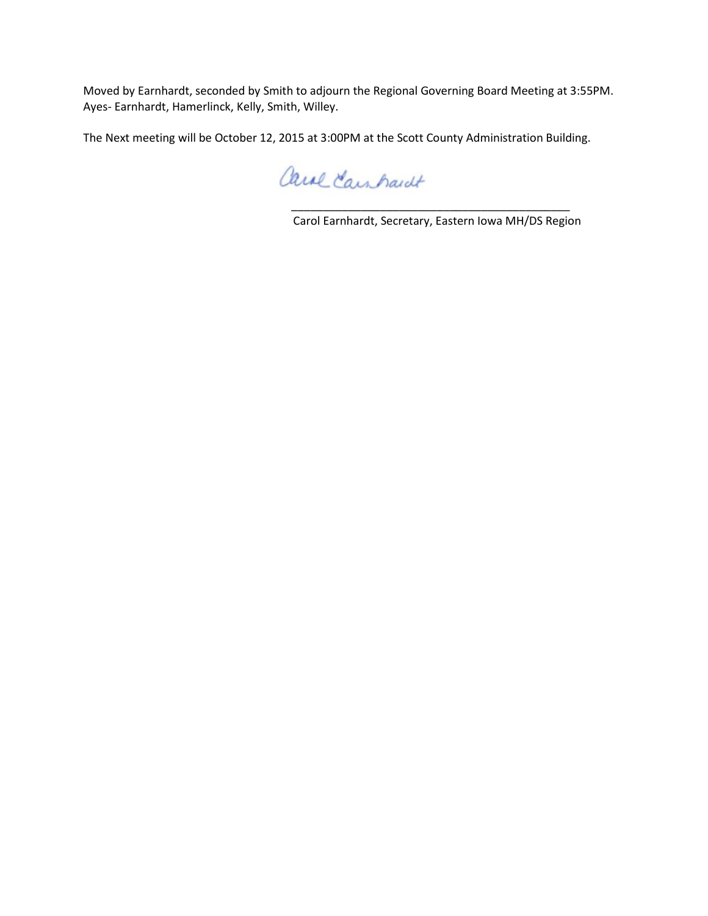Moved by Earnhardt, seconded by Smith to adjourn the Regional Governing Board Meeting at 3:55PM. Ayes- Earnhardt, Hamerlinck, Kelly, Smith, Willey.

The Next meeting will be October 12, 2015 at 3:00PM at the Scott County Administration Building.

Carol Earnhardt

\_\_\_\_\_\_\_\_\_\_\_\_\_\_\_\_\_\_\_\_\_\_\_\_\_\_\_\_\_\_\_\_\_\_\_\_\_\_\_\_\_\_\_\_

Carol Earnhardt, Secretary, Eastern Iowa MH/DS Region